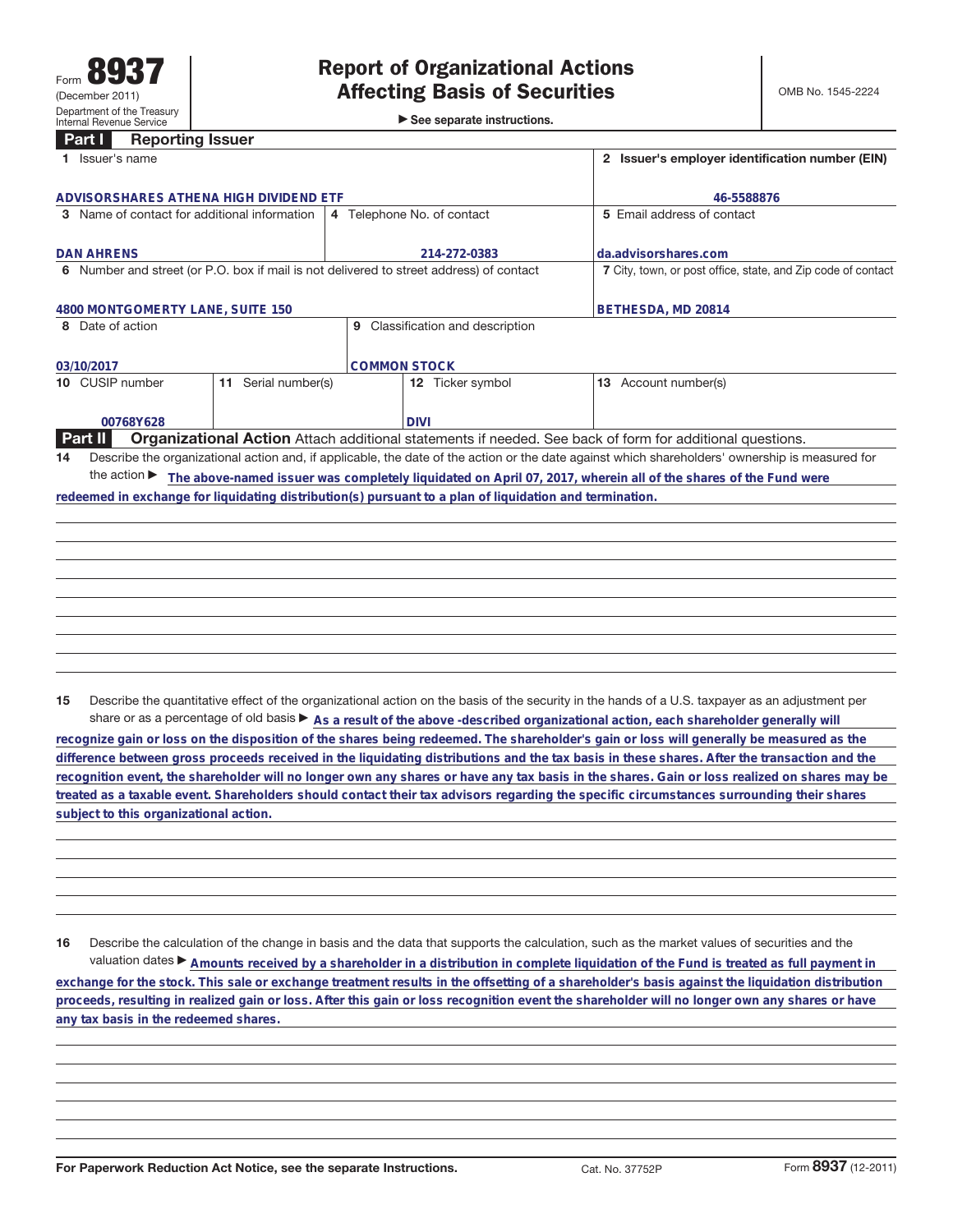Form **8937** (December 2011) Department of the Treasury Internal Revenue Service

# Report of Organizational Actions Affecting Basis of Securities

► See separate instructions.

OMB No. 1545-2224

## Part I Reporting Issuer

| 1 Issuer's name | | | 2 Issuer's employer identification number (EIN) |
|---|---|---|---|
| ADVISORSHARES ATHENA HIGH DIVIDEND ETF | | | 46-5588876 |
| 3 Name of contact for additional information | 4 Telephone No. of contact | | 5 Email address of contact |
| DAN AHRENS | 214-272-0383 | | da.advisorshares.com |
| 6 Number and street (or P.O. box if mail is not delivered to street address) of contact | | | 7 City, town, or post office, state, and Zip code of contact |
| 4800 MONTGOMERTY LANE, SUITE 150 | | | BETHESDA, MD 20814 |
| 8 Date of action | 9 Classification and description | | |
| 03/10/2017 | COMMON STOCK | | |
| 10 CUSIP number | 11 Serial number(s) | 12 Ticker symbol | 13 Account number(s) |
| 00768Y628 | | DIVI | |

## Part II Organizational Action

Attach additional statements if needed. See back of form for additional questions.

**14** Describe the organizational action and, if applicable, the date of the action or the date against which shareholders' ownership is measured for the action ► The above-named issuer was completely liquidated on April 07, 2017, wherein all of the shares of the Fund were redeemed in exchange for liquidating distribution(s) pursuant to a plan of liquidation and termination.

**15** Describe the quantitative effect of the organizational action on the basis of the security in the hands of a U.S. taxpayer as an adjustment per share or as a percentage of old basis ► As a result of the above -described organizational action, each shareholder generally will recognize gain or loss on the disposition of the shares being redeemed. The shareholder's gain or loss will generally be measured as the difference between gross proceeds received in the liquidating distributions and the tax basis in these shares. After the transaction and the recognition event, the shareholder will no longer own any shares or have any tax basis in the shares. Gain or loss realized on shares may be treated as a taxable event. Shareholders should contact their tax advisors regarding the specific circumstances surrounding their shares subject to this organizational action.

**16** Describe the calculation of the change in basis and the data that supports the calculation, such as the market values of securities and the valuation dates ► Amounts received by a shareholder in a distribution in complete liquidation of the Fund is treated as full payment in exchange for the stock. This sale or exchange treatment results in the offsetting of a shareholder's basis against the liquidation distribution proceeds, resulting in realized gain or loss. After this gain or loss recognition event the shareholder will no longer own any shares or have any tax basis in the redeemed shares.

For Paperwork Reduction Act Notice, see the separate Instructions. Cat. No. 37752P Form **8937** (12-2011)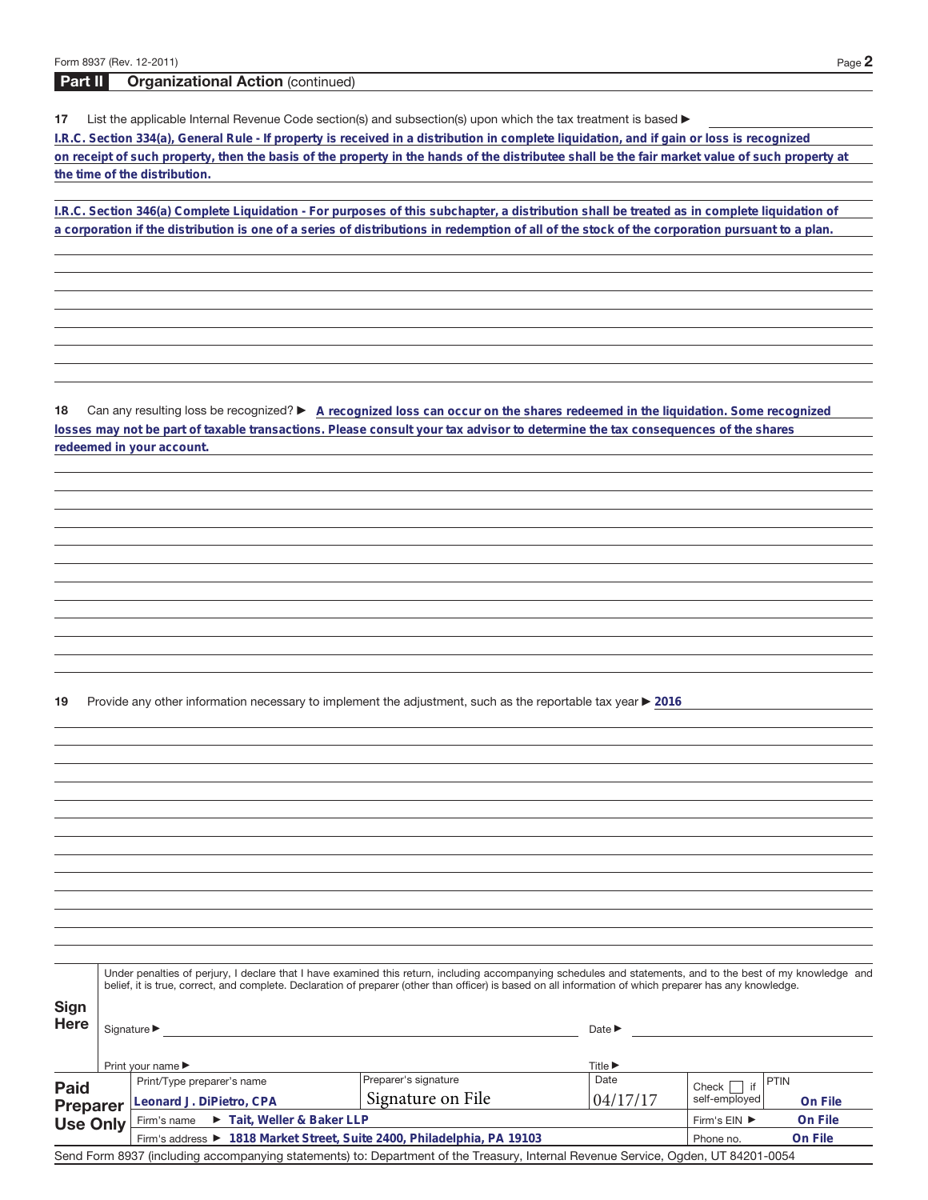## Part II Organizational Action (continued)

**17** List the applicable Internal Revenue Code section(s) and subsection(s) upon which the tax treatment is based ▶

**I.R.C. Section 334(a), General Rule - If property is received in a distribution in complete liquidation, and if gain or loss is recognized on receipt of such property, then the basis of the property in the hands of the distributee shall be the fair market value of such property at the time of the distribution.**

**I.R.C. Section 346(a) Complete Liquidation - For purposes of this subchapter, a distribution shall be treated as in complete liquidation of a corporation if the distribution is one of a series of distributions in redemption of all of the stock of the corporation pursuant to a plan.**

**18** Can any resulting loss be recognized? ▶ **A recognized loss can occur on the shares redeemed in the liquidation. Some recognized losses may not be part of taxable transactions. Please consult your tax advisor to determine the tax consequences of the shares redeemed in your account.**

**19** Provide any other information necessary to implement the adjustment, such as the reportable tax year ▶ **2016**

**Sign Here**

Under penalties of perjury, I declare that I have examined this return, including accompanying schedules and statements, and to the best of my knowledge and belief, it is true, correct, and complete. Declaration of preparer (other than officer) is based on all information of which preparer has any knowledge.

Signature ▶ Date ▶

Print your name ▶ Title ▶

**Paid Preparer Use Only**

| Print/Type preparer's name | Preparer's signature | Date | Check ☐ if self-employed | PTIN |
|---|---|---|---|---|
| Leonard J. DiPietro, CPA | Signature on File | 04/17/17 | | On File |
| Firm's name ▶ Tait, Weller & Baker LLP | | | Firm's EIN ▶ | On File |
| Firm's address ▶ 1818 Market Street, Suite 2400, Philadelphia, PA 19103 | | | Phone no. | On File |

Send Form 8937 (including accompanying statements) to: Department of the Treasury, Internal Revenue Service, Ogden, UT 84201-0054